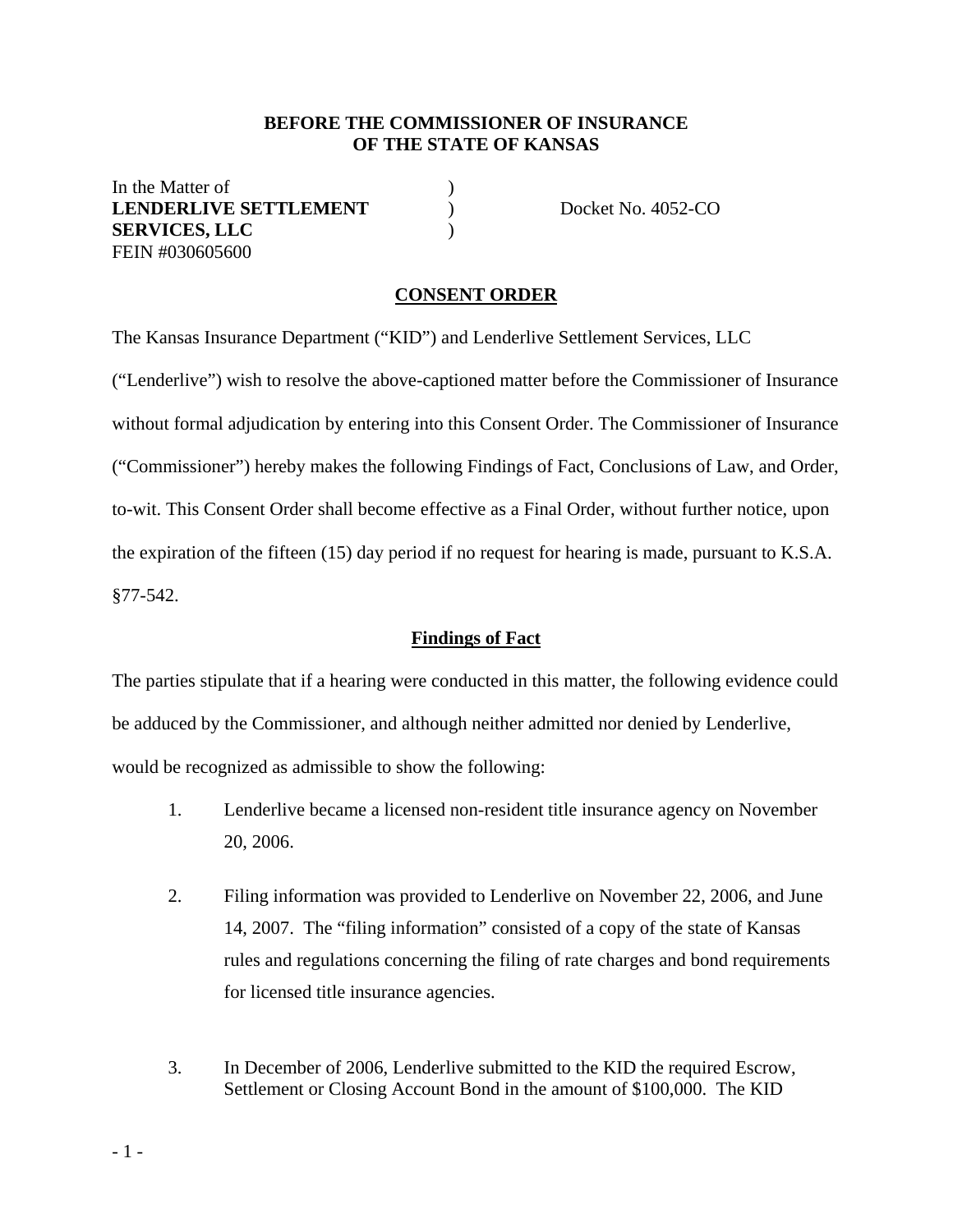**BEFORE THE COMMISSIONER OF INSURANCE**
**OF THE STATE OF KANSAS**

In the Matter of )
**LENDERLIVE SETTLEMENT** ) Docket No. 4052-CO
**SERVICES, LLC** )
FEIN #030605600

## CONSENT ORDER

The Kansas Insurance Department ("KID") and Lenderlive Settlement Services, LLC ("Lenderlive") wish to resolve the above-captioned matter before the Commissioner of Insurance without formal adjudication by entering into this Consent Order. The Commissioner of Insurance ("Commissioner") hereby makes the following Findings of Fact, Conclusions of Law, and Order, to-wit. This Consent Order shall become effective as a Final Order, without further notice, upon the expiration of the fifteen (15) day period if no request for hearing is made, pursuant to K.S.A. §77-542.

## Findings of Fact

The parties stipulate that if a hearing were conducted in this matter, the following evidence could be adduced by the Commissioner, and although neither admitted nor denied by Lenderlive, would be recognized as admissible to show the following:

1. Lenderlive became a licensed non-resident title insurance agency on November 20, 2006.

2. Filing information was provided to Lenderlive on November 22, 2006, and June 14, 2007. The "filing information" consisted of a copy of the state of Kansas rules and regulations concerning the filing of rate charges and bond requirements for licensed title insurance agencies.

3. In December of 2006, Lenderlive submitted to the KID the required Escrow, Settlement or Closing Account Bond in the amount of $100,000. The KID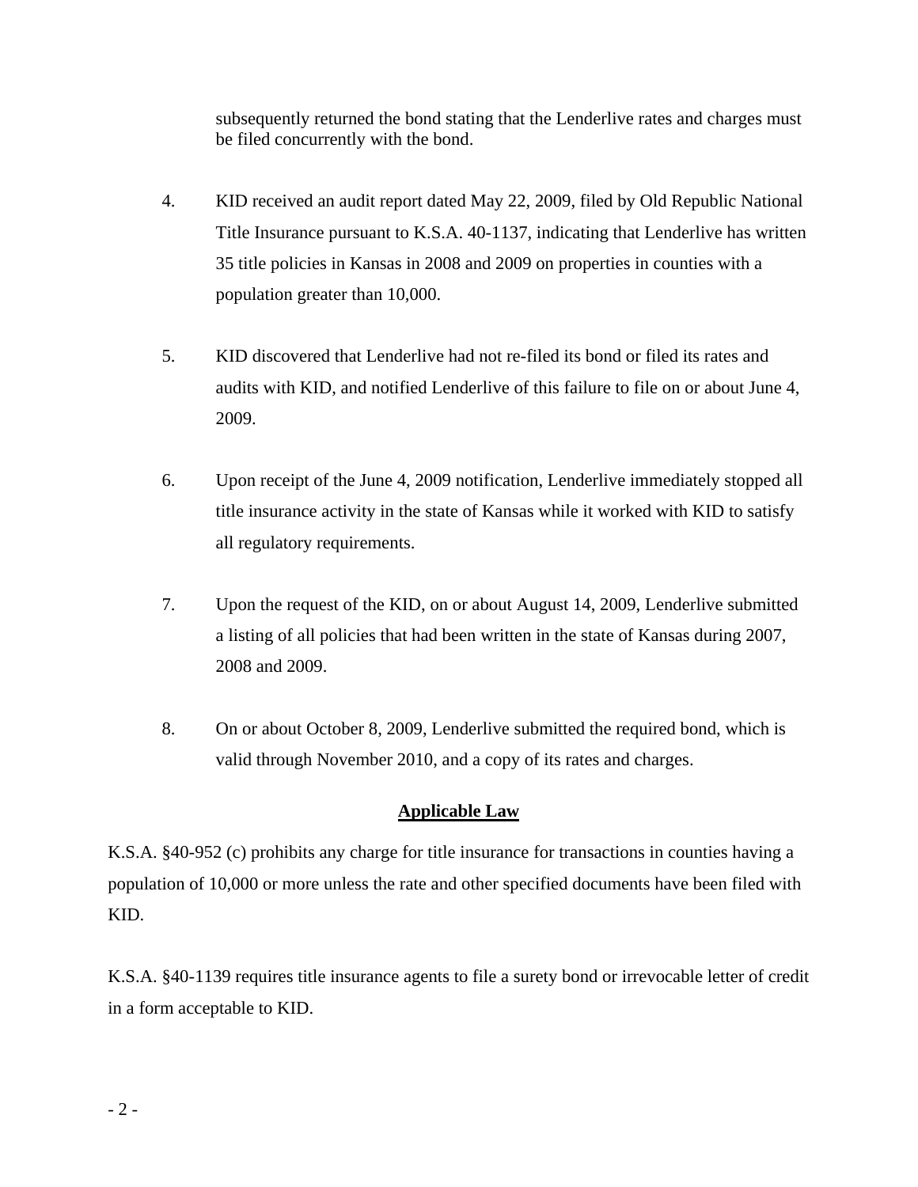subsequently returned the bond stating that the Lenderlive rates and charges must be filed concurrently with the bond.

4. KID received an audit report dated May 22, 2009, filed by Old Republic National Title Insurance pursuant to K.S.A. 40-1137, indicating that Lenderlive has written 35 title policies in Kansas in 2008 and 2009 on properties in counties with a population greater than 10,000.

5. KID discovered that Lenderlive had not re-filed its bond or filed its rates and audits with KID, and notified Lenderlive of this failure to file on or about June 4, 2009.

6. Upon receipt of the June 4, 2009 notification, Lenderlive immediately stopped all title insurance activity in the state of Kansas while it worked with KID to satisfy all regulatory requirements.

7. Upon the request of the KID, on or about August 14, 2009, Lenderlive submitted a listing of all policies that had been written in the state of Kansas during 2007, 2008 and 2009.

8. On or about October 8, 2009, Lenderlive submitted the required bond, which is valid through November 2010, and a copy of its rates and charges.

## Applicable Law

K.S.A. §40-952 (c) prohibits any charge for title insurance for transactions in counties having a population of 10,000 or more unless the rate and other specified documents have been filed with KID.

K.S.A. §40-1139 requires title insurance agents to file a surety bond or irrevocable letter of credit in a form acceptable to KID.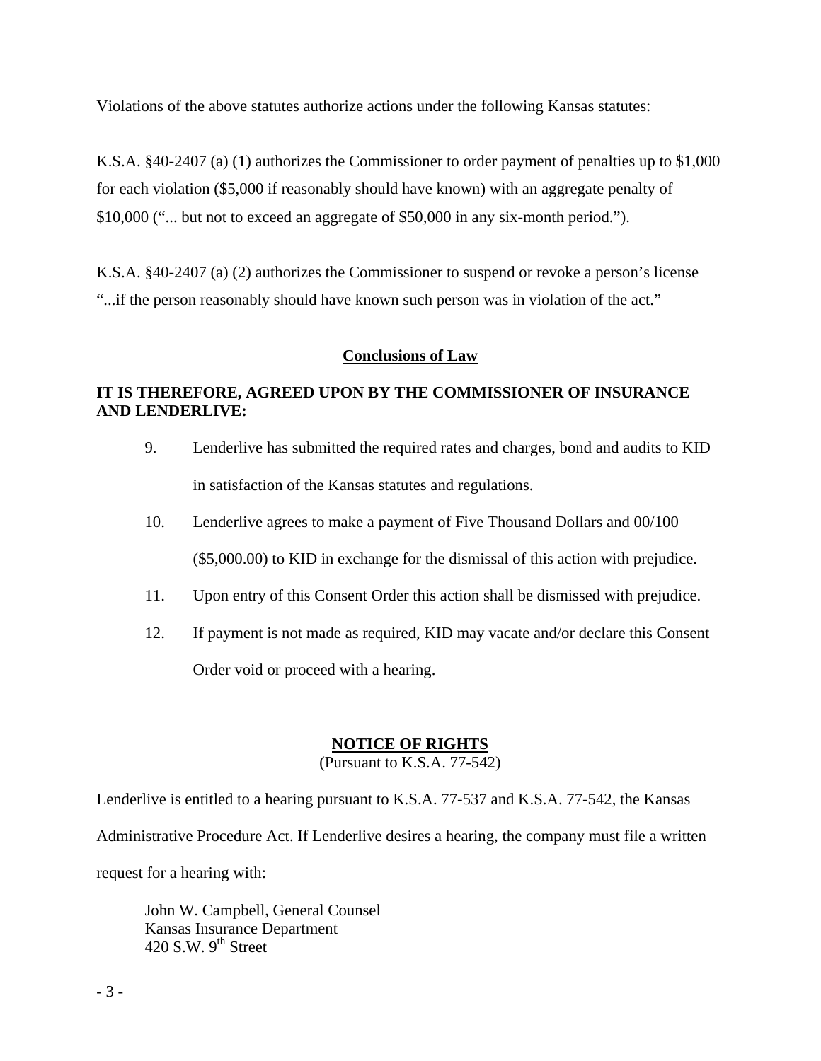Violations of the above statutes authorize actions under the following Kansas statutes:

K.S.A. §40-2407 (a) (1) authorizes the Commissioner to order payment of penalties up to $1,000 for each violation ($5,000 if reasonably should have known) with an aggregate penalty of $10,000 ("... but not to exceed an aggregate of $50,000 in any six-month period.").

K.S.A. §40-2407 (a) (2) authorizes the Commissioner to suspend or revoke a person's license "...if the person reasonably should have known such person was in violation of the act."

## Conclusions of Law

**IT IS THEREFORE, AGREED UPON BY THE COMMISSIONER OF INSURANCE AND LENDERLIVE:**

9. Lenderlive has submitted the required rates and charges, bond and audits to KID in satisfaction of the Kansas statutes and regulations.

10. Lenderlive agrees to make a payment of Five Thousand Dollars and 00/100 ($5,000.00) to KID in exchange for the dismissal of this action with prejudice.

11. Upon entry of this Consent Order this action shall be dismissed with prejudice.

12. If payment is not made as required, KID may vacate and/or declare this Consent Order void or proceed with a hearing.

## NOTICE OF RIGHTS

(Pursuant to K.S.A. 77-542)

Lenderlive is entitled to a hearing pursuant to K.S.A. 77-537 and K.S.A. 77-542, the Kansas Administrative Procedure Act. If Lenderlive desires a hearing, the company must file a written request for a hearing with:

John W. Campbell, General Counsel
Kansas Insurance Department
420 S.W. 9th Street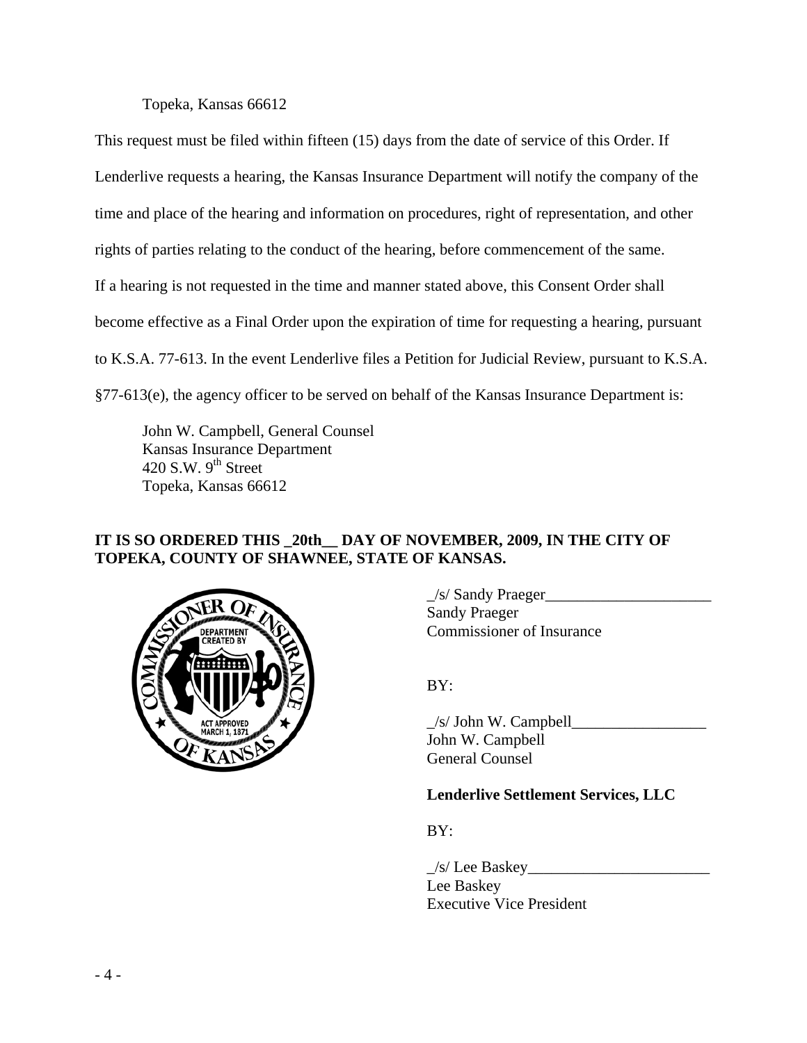Topeka, Kansas 66612

This request must be filed within fifteen (15) days from the date of service of this Order. If Lenderlive requests a hearing, the Kansas Insurance Department will notify the company of the time and place of the hearing and information on procedures, right of representation, and other rights of parties relating to the conduct of the hearing, before commencement of the same. If a hearing is not requested in the time and manner stated above, this Consent Order shall become effective as a Final Order upon the expiration of time for requesting a hearing, pursuant to K.S.A. 77-613. In the event Lenderlive files a Petition for Judicial Review, pursuant to K.S.A. §77-613(e), the agency officer to be served on behalf of the Kansas Insurance Department is:

John W. Campbell, General Counsel
Kansas Insurance Department
420 S.W. 9th Street
Topeka, Kansas 66612

**IT IS SO ORDERED THIS _20th__ DAY OF NOVEMBER, 2009, IN THE CITY OF TOPEKA, COUNTY OF SHAWNEE, STATE OF KANSAS.**

_/s/ Sandy Praeger_____________________
Sandy Praeger
Commissioner of Insurance

BY:

_/s/ John W. Campbell_________________
John W. Campbell
General Counsel

**Lenderlive Settlement Services, LLC**

BY:

_/s/ Lee Baskey_______________________
Lee Baskey
Executive Vice President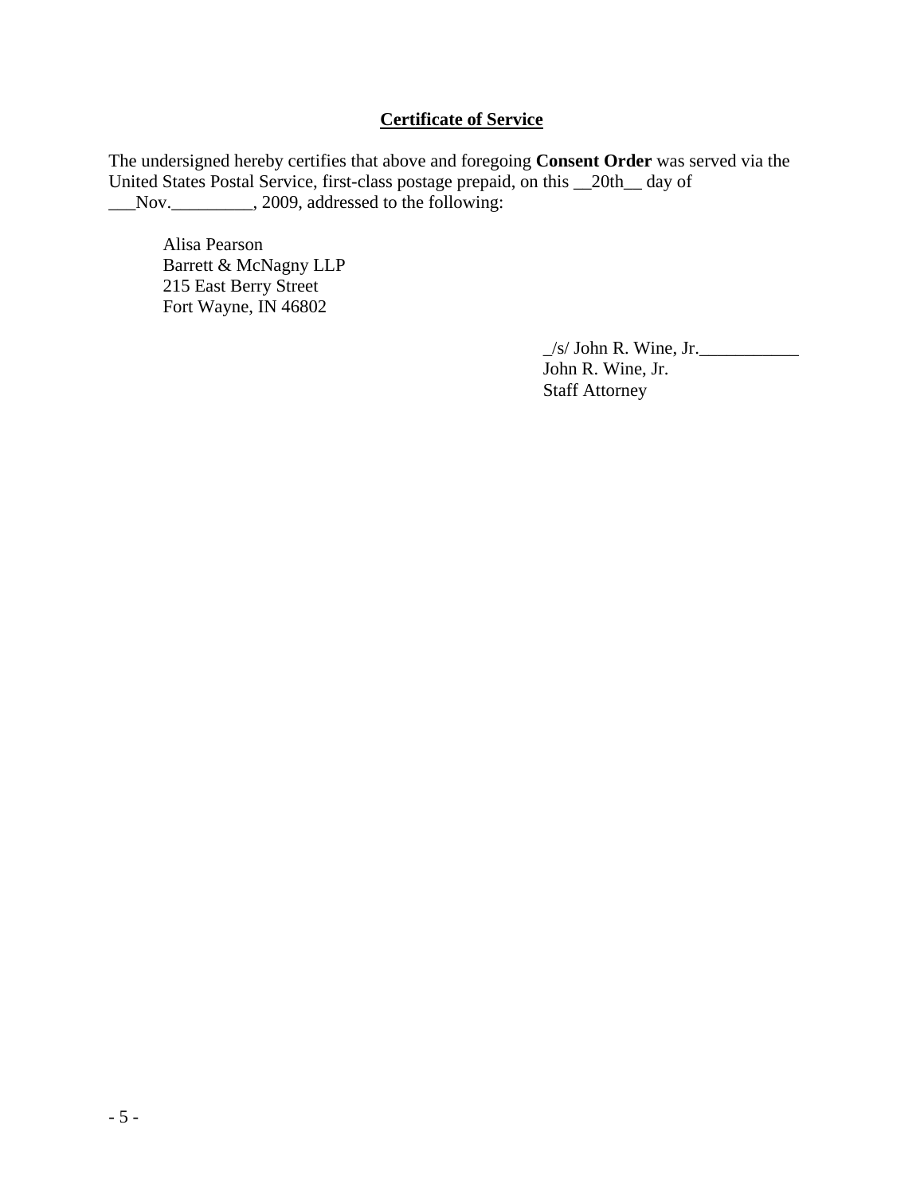**Certificate of Service**

The undersigned hereby certifies that above and foregoing **Consent Order** was served via the United States Postal Service, first-class postage prepaid, on this __20th__ day of ___Nov._________, 2009, addressed to the following:

Alisa Pearson
Barrett & McNagny LLP
215 East Berry Street
Fort Wayne, IN 46802

_/s/ John R. Wine, Jr.___________
John R. Wine, Jr.
Staff Attorney